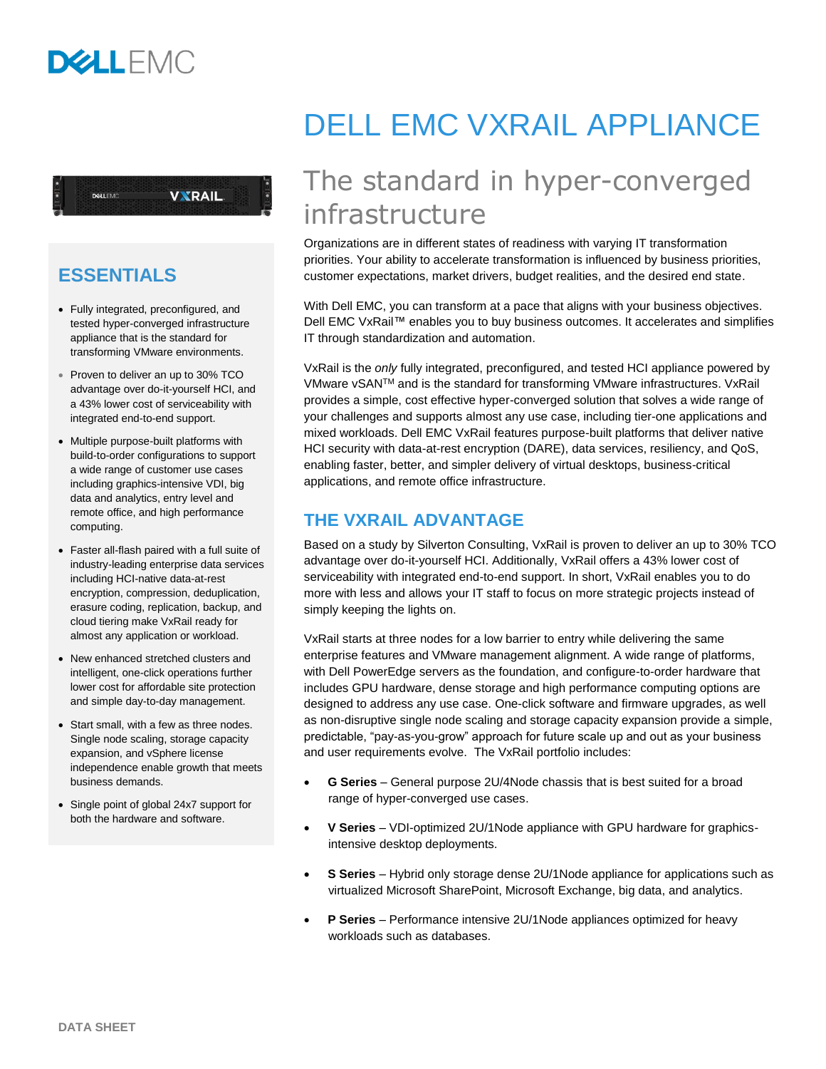# DELL EMC VXRAIL APPLIANCE

## The standard in hyper-converged infrastructure

Organizations are in different states of readiness with varying IT transformation priorities. Your ability to accelerate transformation is influenced by business priorities, customer expectations, market drivers, budget realities, and the desired end state.

With Dell EMC, you can transform at a pace that aligns with your business objectives. Dell EMC VxRail™ enables you to buy business outcomes. It accelerates and simplifies IT through standardization and automation.

VxRail is the *only* fully integrated, preconfigured, and tested HCI appliance powered by VMware vSAN™ and is the standard for transforming VMware infrastructures. VxRail provides a simple, cost effective hyper-converged solution that solves a wide range of your challenges and supports almost any use case, including tier-one applications and mixed workloads. Dell EMC VxRail features purpose-built platforms that deliver native HCI security with data-at-rest encryption (DARE), data services, resiliency, and QoS, enabling faster, better, and simpler delivery of virtual desktops, business-critical applications, and remote office infrastructure.

## ESSENTIALS

- Fully integrated, preconfigured, and tested hyper-converged infrastructure appliance that is the standard for transforming VMware environments.
- Proven to deliver an up to 30% TCO advantage over do-it-yourself HCI, and a 43% lower cost of serviceability with integrated end-to-end support.
- Multiple purpose-built platforms with build-to-order configurations to support a wide range of customer use cases including graphics-intensive VDI, big data and analytics, entry level and remote office, and high performance computing.
- Faster all-flash paired with a full suite of industry-leading enterprise data services including HCI-native data-at-rest encryption, compression, deduplication, erasure coding, replication, backup, and cloud tiering make VxRail ready for almost any application or workload.
- New enhanced stretched clusters and intelligent, one-click operations further lower cost for affordable site protection and simple day-to-day management.
- Start small, with a few as three nodes. Single node scaling, storage capacity expansion, and vSphere license independence enable growth that meets business demands.
- Single point of global 24x7 support for both the hardware and software.

## THE VXRAIL ADVANTAGE

Based on a study by Silverton Consulting, VxRail is proven to deliver an up to 30% TCO advantage over do-it-yourself HCI. Additionally, VxRail offers a 43% lower cost of serviceability with integrated end-to-end support. In short, VxRail enables you to do more with less and allows your IT staff to focus on more strategic projects instead of simply keeping the lights on.

VxRail starts at three nodes for a low barrier to entry while delivering the same enterprise features and VMware management alignment. A wide range of platforms, with Dell PowerEdge servers as the foundation, and configure-to-order hardware that includes GPU hardware, dense storage and high performance computing options are designed to address any use case. One-click software and firmware upgrades, as well as non-disruptive single node scaling and storage capacity expansion provide a simple, predictable, "pay-as-you-grow" approach for future scale up and out as your business and user requirements evolve. The VxRail portfolio includes:

- **G Series** – General purpose 2U/4Node chassis that is best suited for a broad range of hyper-converged use cases.
- **V Series** – VDI-optimized 2U/1Node appliance with GPU hardware for graphics-intensive desktop deployments.
- **S Series** – Hybrid only storage dense 2U/1Node appliance for applications such as virtualized Microsoft SharePoint, Microsoft Exchange, big data, and analytics.
- **P Series** – Performance intensive 2U/1Node appliances optimized for heavy workloads such as databases.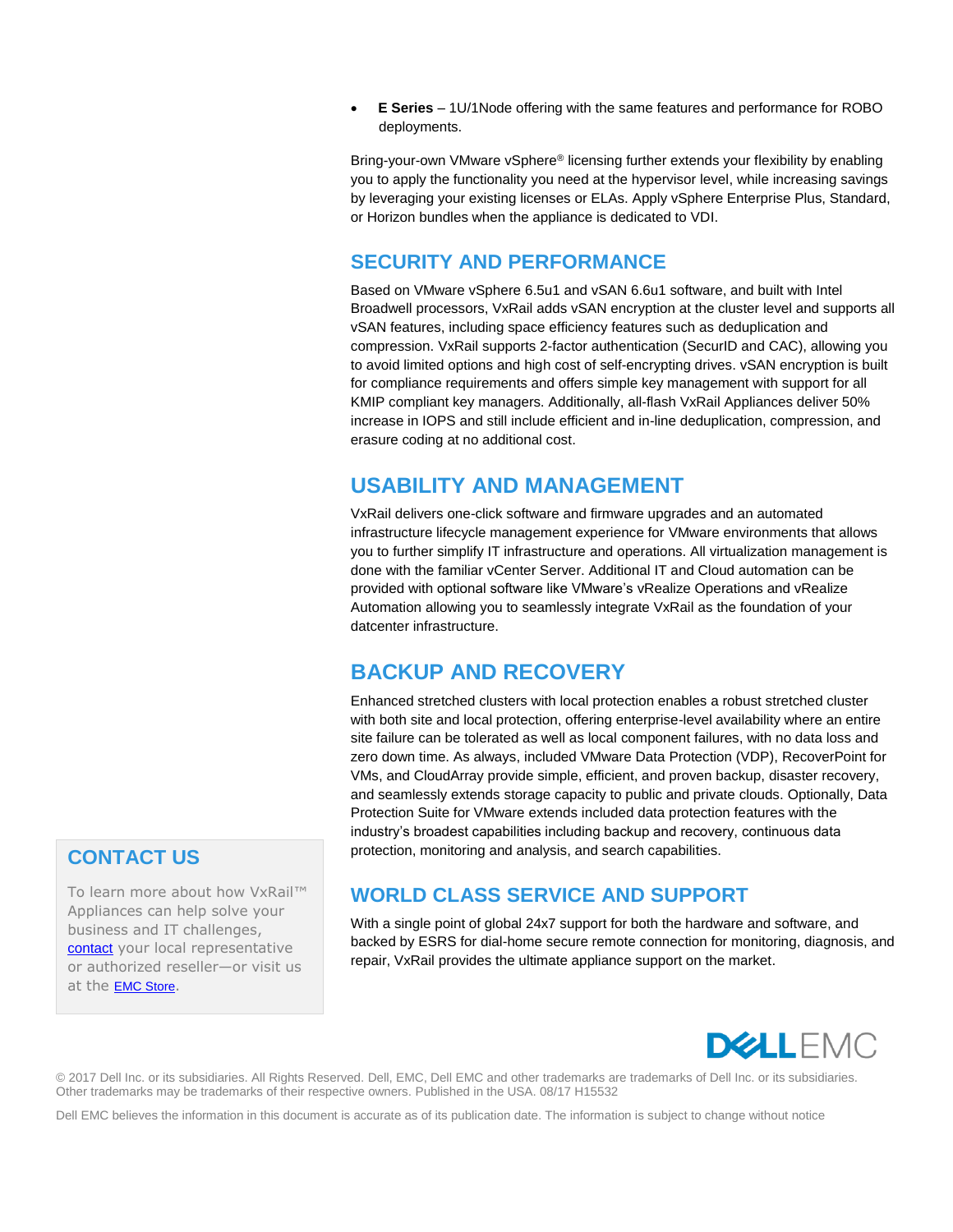- **E Series** – 1U/1Node offering with the same features and performance for ROBO deployments.

Bring-your-own VMware vSphere® licensing further extends your flexibility by enabling you to apply the functionality you need at the hypervisor level, while increasing savings by leveraging your existing licenses or ELAs. Apply vSphere Enterprise Plus, Standard, or Horizon bundles when the appliance is dedicated to VDI.

## SECURITY AND PERFORMANCE

Based on VMware vSphere 6.5u1 and vSAN 6.6u1 software, and built with Intel Broadwell processors, VxRail adds vSAN encryption at the cluster level and supports all vSAN features, including space efficiency features such as deduplication and compression. VxRail supports 2-factor authentication (SecurID and CAC), allowing you to avoid limited options and high cost of self-encrypting drives. vSAN encryption is built for compliance requirements and offers simple key management with support for all KMIP compliant key managers. Additionally, all-flash VxRail Appliances deliver 50% increase in IOPS and still include efficient and in-line deduplication, compression, and erasure coding at no additional cost.

## USABILITY AND MANAGEMENT

VxRail delivers one-click software and firmware upgrades and an automated infrastructure lifecycle management experience for VMware environments that allows you to further simplify IT infrastructure and operations. All virtualization management is done with the familiar vCenter Server. Additional IT and Cloud automation can be provided with optional software like VMware's vRealize Operations and vRealize Automation allowing you to seamlessly integrate VxRail as the foundation of your datcenter infrastructure.

## BACKUP AND RECOVERY

Enhanced stretched clusters with local protection enables a robust stretched cluster with both site and local protection, offering enterprise-level availability where an entire site failure can be tolerated as well as local component failures, with no data loss and zero down time. As always, included VMware Data Protection (VDP), RecoverPoint for VMs, and CloudArray provide simple, efficient, and proven backup, disaster recovery, and seamlessly extends storage capacity to public and private clouds. Optionally, Data Protection Suite for VMware extends included data protection features with the industry's broadest capabilities including backup and recovery, continuous data protection, monitoring and analysis, and search capabilities.

## WORLD CLASS SERVICE AND SUPPORT

With a single point of global 24x7 support for both the hardware and software, and backed by ESRS for dial-home secure remote connection for monitoring, diagnosis, and repair, VxRail provides the ultimate appliance support on the market.

## CONTACT US

To learn more about how VxRail™ Appliances can help solve your business and IT challenges, contact your local representative or authorized reseller—or visit us at the EMC Store.

DELL EMC

© 2017 Dell Inc. or its subsidiaries. All Rights Reserved. Dell, EMC, Dell EMC and other trademarks are trademarks of Dell Inc. or its subsidiaries. Other trademarks may be trademarks of their respective owners. Published in the USA. 08/17 H15532

Dell EMC believes the information in this document is accurate as of its publication date. The information is subject to change without notice